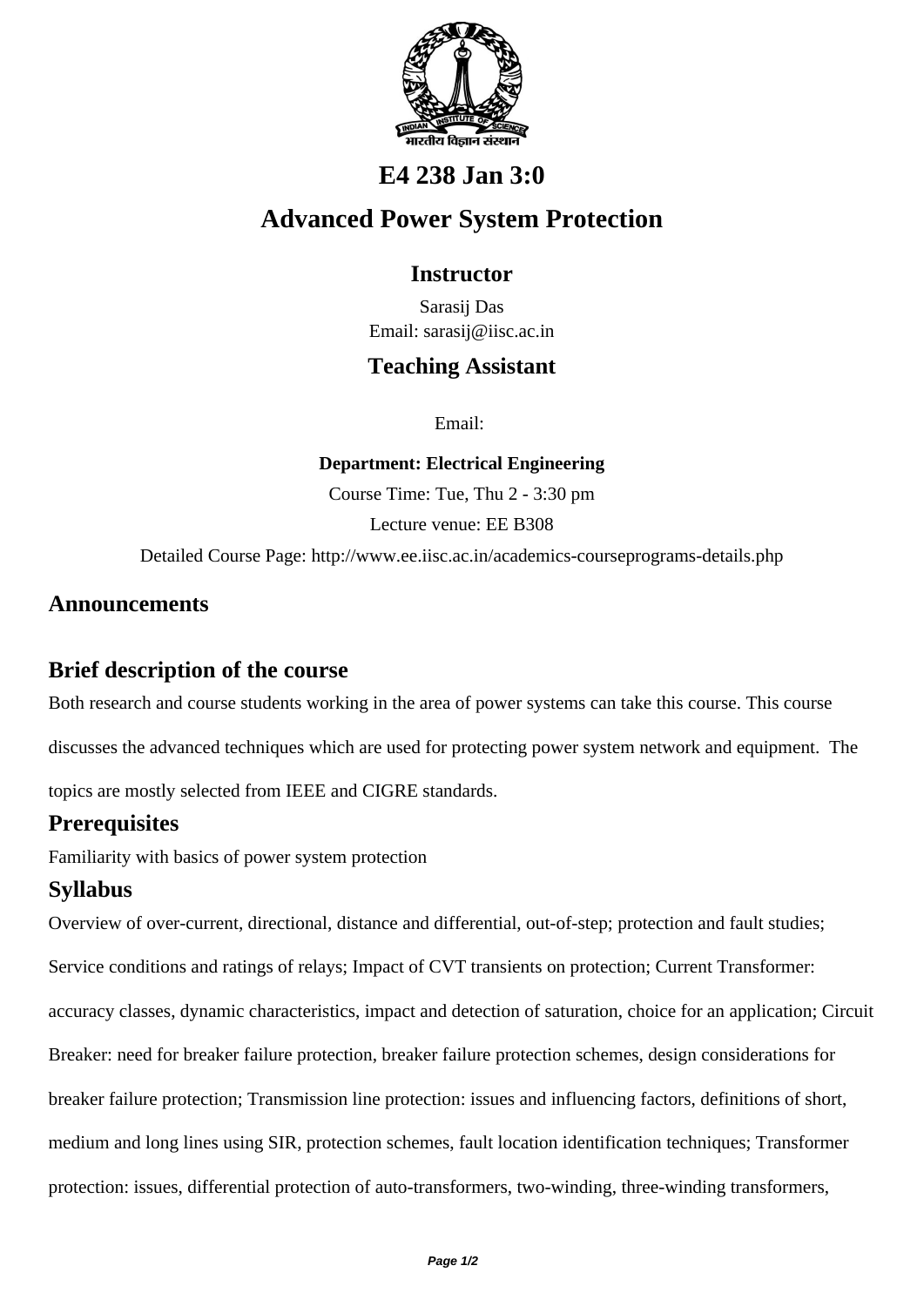# E4 238 Jan 3:0

# Advanced Power System Protection

## Instructor

Sarasij Das
Email: sarasij@iisc.ac.in

## Teaching Assistant

Email:

**Department: Electrical Engineering**

Course Time: Tue, Thu 2 - 3:30 pm

Lecture venue: EE B308

Detailed Course Page: http://www.ee.iisc.ac.in/academics-courseprograms-details.php

## Announcements

## Brief description of the course

Both research and course students working in the area of power systems can take this course. This course discusses the advanced techniques which are used for protecting power system network and equipment. The topics are mostly selected from IEEE and CIGRE standards.

## Prerequisites

Familiarity with basics of power system protection

## Syllabus

Overview of over-current, directional, distance and differential, out-of-step; protection and fault studies; Service conditions and ratings of relays; Impact of CVT transients on protection; Current Transformer: accuracy classes, dynamic characteristics, impact and detection of saturation, choice for an application; Circuit Breaker: need for breaker failure protection, breaker failure protection schemes, design considerations for breaker failure protection; Transmission line protection: issues and influencing factors, definitions of short, medium and long lines using SIR, protection schemes, fault location identification techniques; Transformer protection: issues, differential protection of auto-transformers, two-winding, three-winding transformers,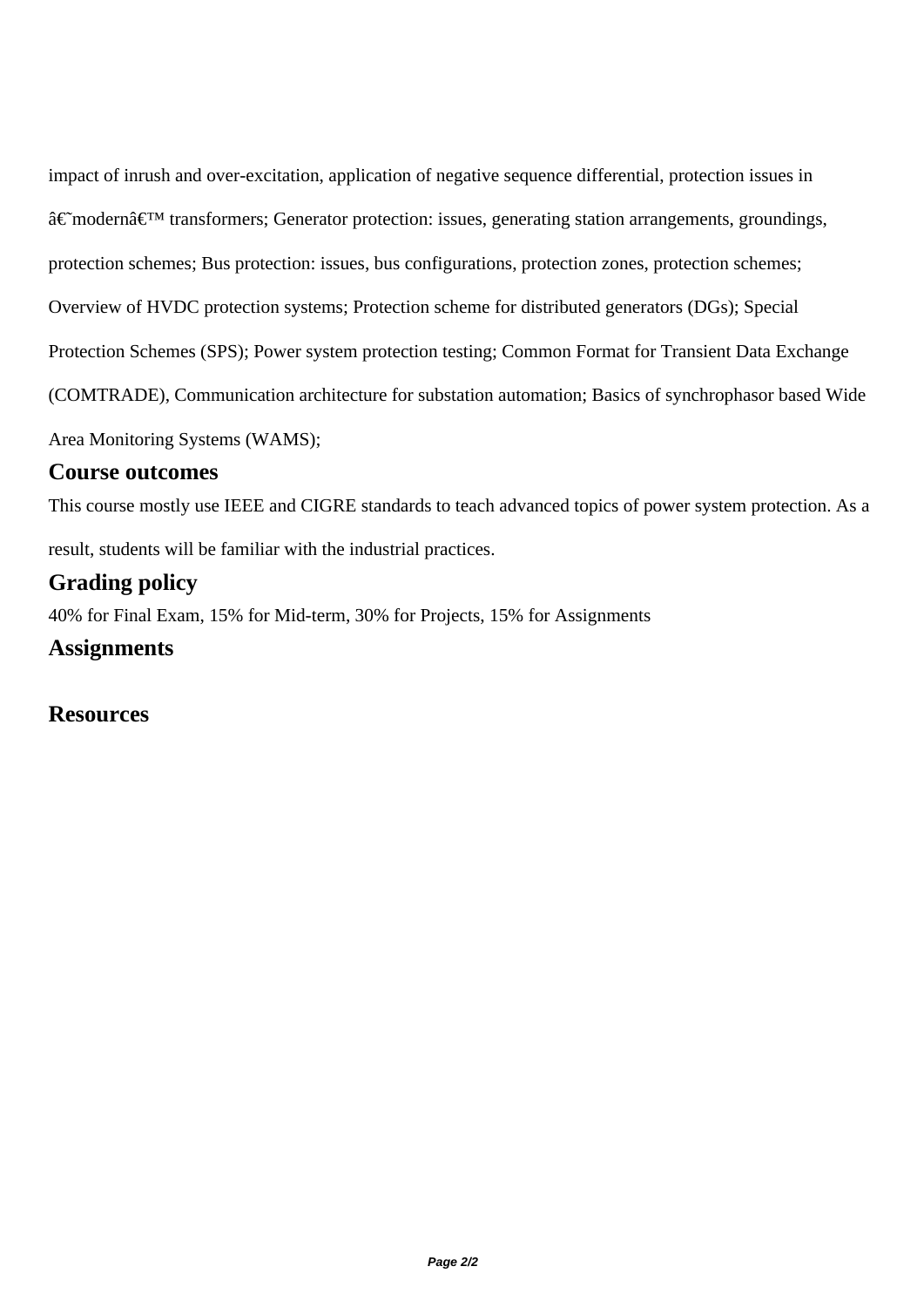impact of inrush and over-excitation, application of negative sequence differential, protection issues in â€˜modernâ€™ transformers; Generator protection: issues, generating station arrangements, groundings, protection schemes; Bus protection: issues, bus configurations, protection zones, protection schemes; Overview of HVDC protection systems; Protection scheme for distributed generators (DGs); Special Protection Schemes (SPS); Power system protection testing; Common Format for Transient Data Exchange (COMTRADE), Communication architecture for substation automation; Basics of synchrophasor based Wide Area Monitoring Systems (WAMS);

## Course outcomes

This course mostly use IEEE and CIGRE standards to teach advanced topics of power system protection. As a result, students will be familiar with the industrial practices.

## Grading policy

40% for Final Exam, 15% for Mid-term, 30% for Projects, 15% for Assignments

## Assignments

## Resources